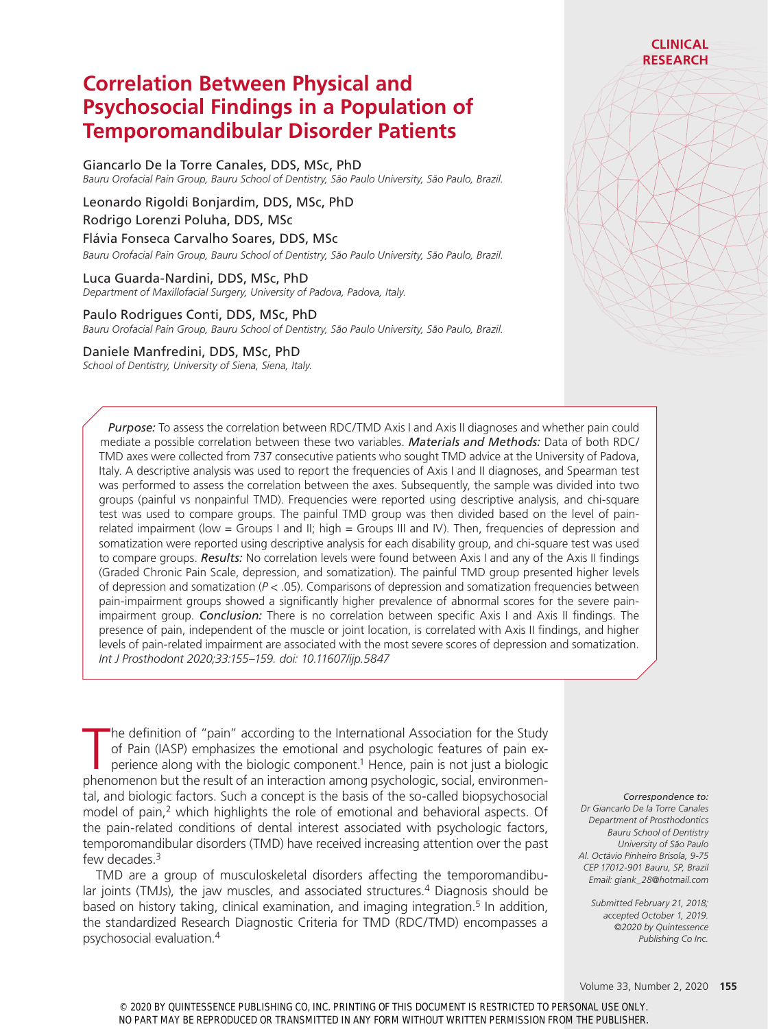CLINICAL RESEARCH

# Correlation Between Physical and Psychosocial Findings in a Population of Temporomandibular Disorder Patients

Giancarlo De la Torre Canales, DDS, MSc, PhD
*Bauru Orofacial Pain Group, Bauru School of Dentistry, São Paulo University, São Paulo, Brazil.*

Leonardo Rigoldi Bonjardim, DDS, MSc, PhD
Rodrigo Lorenzi Poluha, DDS, MSc
Flávia Fonseca Carvalho Soares, DDS, MSc
*Bauru Orofacial Pain Group, Bauru School of Dentistry, São Paulo University, São Paulo, Brazil.*

Luca Guarda-Nardini, DDS, MSc, PhD
*Department of Maxillofacial Surgery, University of Padova, Padova, Italy.*

Paulo Rodrigues Conti, DDS, MSc, PhD
*Bauru Orofacial Pain Group, Bauru School of Dentistry, São Paulo University, São Paulo, Brazil.*

Daniele Manfredini, DDS, MSc, PhD
*School of Dentistry, University of Siena, Siena, Italy.*

***Purpose:*** To assess the correlation between RDC/TMD Axis I and Axis II diagnoses and whether pain could mediate a possible correlation between these two variables. ***Materials and Methods:*** Data of both RDC/TMD axes were collected from 737 consecutive patients who sought TMD advice at the University of Padova, Italy. A descriptive analysis was used to report the frequencies of Axis I and II diagnoses, and Spearman test was performed to assess the correlation between the axes. Subsequently, the sample was divided into two groups (painful vs nonpainful TMD). Frequencies were reported using descriptive analysis, and chi-square test was used to compare groups. The painful TMD group was then divided based on the level of pain-related impairment (low = Groups I and II; high = Groups III and IV). Then, frequencies of depression and somatization were reported using descriptive analysis for each disability group, and chi-square test was used to compare groups. ***Results:*** No correlation levels were found between Axis I and any of the Axis II findings (Graded Chronic Pain Scale, depression, and somatization). The painful TMD group presented higher levels of depression and somatization ($P < .05$). Comparisons of depression and somatization frequencies between pain-impairment groups showed a significantly higher prevalence of abnormal scores for the severe pain-impairment group. ***Conclusion:*** There is no correlation between specific Axis I and Axis II findings. The presence of pain, independent of the muscle or joint location, is correlated with Axis II findings, and higher levels of pain-related impairment are associated with the most severe scores of depression and somatization. *Int J Prosthodont 2020;33:155–159. doi: 10.11607/ijp.5847*

The definition of "pain" according to the International Association for the Study of Pain (IASP) emphasizes the emotional and psychologic features of pain experience along with the biologic component.[1] Hence, pain is not just a biologic phenomenon but the result of an interaction among psychologic, social, environmental, and biologic factors. Such a concept is the basis of the so-called biopsychosocial model of pain,[2] which highlights the role of emotional and behavioral aspects. Of the pain-related conditions of dental interest associated with psychologic factors, temporomandibular disorders (TMD) have received increasing attention over the past few decades.[3]

TMD are a group of musculoskeletal disorders affecting the temporomandibular joints (TMJs), the jaw muscles, and associated structures.[4] Diagnosis should be based on history taking, clinical examination, and imaging integration.[5] In addition, the standardized Research Diagnostic Criteria for TMD (RDC/TMD) encompasses a psychosocial evaluation.[4]

*Correspondence to:*
*Dr Giancarlo De la Torre Canales*
*Department of Prosthodontics*
*Bauru School of Dentistry*
*University of São Paulo*
*Al. Octávio Pinheiro Brisola, 9-75*
*CEP 17012-901 Bauru, SP, Brazil*
*Email: giank_28@hotmail.com*

*Submitted February 21, 2018; accepted October 1, 2019.*
*©2020 by Quintessence Publishing Co Inc.*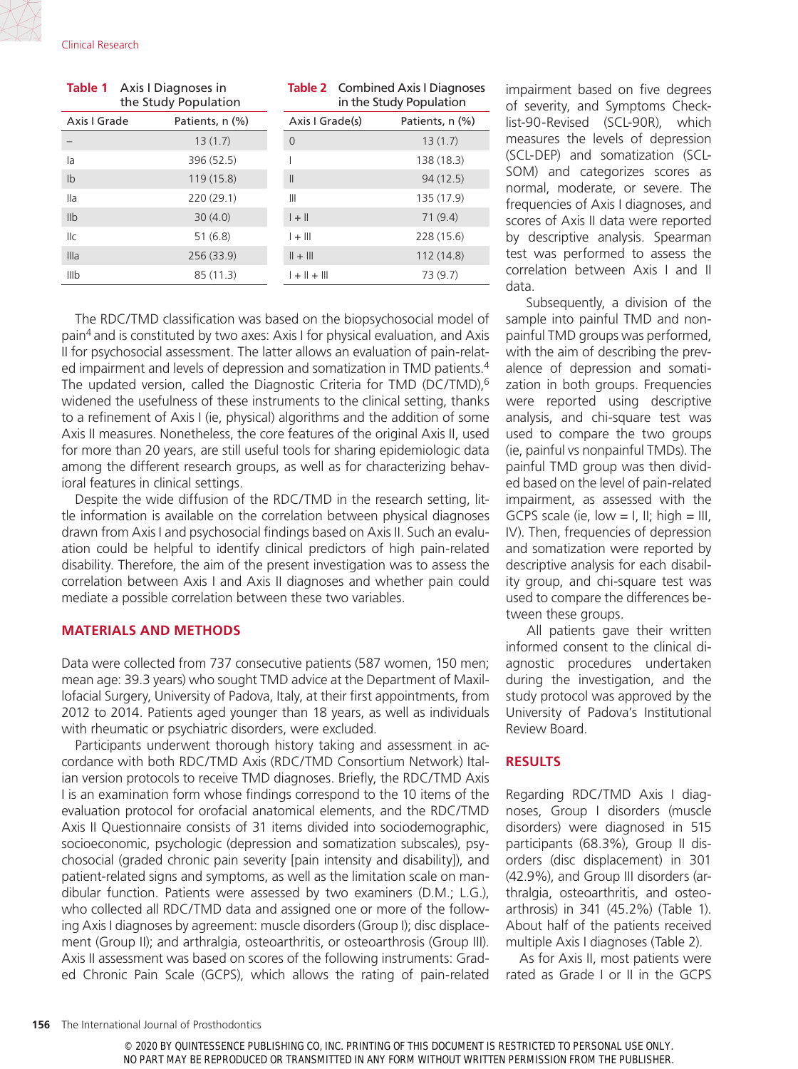**Table 1** Axis I Diagnoses in the Study Population

| Axis I Grade | Patients, n (%) |
|---|---|
| – | 13 (1.7) |
| Ia | 396 (52.5) |
| Ib | 119 (15.8) |
| IIa | 220 (29.1) |
| IIb | 30 (4.0) |
| IIc | 51 (6.8) |
| IIIa | 256 (33.9) |
| IIIb | 85 (11.3) |

**Table 2** Combined Axis I Diagnoses in the Study Population

| Axis I Grade(s) | Patients, n (%) |
|---|---|
| 0 | 13 (1.7) |
| I | 138 (18.3) |
| II | 94 (12.5) |
| III | 135 (17.9) |
| I + II | 71 (9.4) |
| I + III | 228 (15.6) |
| II + III | 112 (14.8) |
| I + II + III | 73 (9.7) |

The RDC/TMD classification was based on the biopsychosocial model of pain[4] and is constituted by two axes: Axis I for physical evaluation, and Axis II for psychosocial assessment. The latter allows an evaluation of pain-related impairment and levels of depression and somatization in TMD patients.[4] The updated version, called the Diagnostic Criteria for TMD (DC/TMD),[6] widened the usefulness of these instruments to the clinical setting, thanks to a refinement of Axis I (ie, physical) algorithms and the addition of some Axis II measures. Nonetheless, the core features of the original Axis II, used for more than 20 years, are still useful tools for sharing epidemiologic data among the different research groups, as well as for characterizing behavioral features in clinical settings.

Despite the wide diffusion of the RDC/TMD in the research setting, little information is available on the correlation between physical diagnoses drawn from Axis I and psychosocial findings based on Axis II. Such an evaluation could be helpful to identify clinical predictors of high pain-related disability. Therefore, the aim of the present investigation was to assess the correlation between Axis I and Axis II diagnoses and whether pain could mediate a possible correlation between these two variables.

## MATERIALS AND METHODS

Data were collected from 737 consecutive patients (587 women, 150 men; mean age: 39.3 years) who sought TMD advice at the Department of Maxillofacial Surgery, University of Padova, Italy, at their first appointments, from 2012 to 2014. Patients aged younger than 18 years, as well as individuals with rheumatic or psychiatric disorders, were excluded.

Participants underwent thorough history taking and assessment in accordance with both RDC/TMD Axis (RDC/TMD Consortium Network) Italian version protocols to receive TMD diagnoses. Briefly, the RDC/TMD Axis I is an examination form whose findings correspond to the 10 items of the evaluation protocol for orofacial anatomical elements, and the RDC/TMD Axis II Questionnaire consists of 31 items divided into sociodemographic, socioeconomic, psychologic (depression and somatization subscales), psychosocial (graded chronic pain severity [pain intensity and disability]), and patient-related signs and symptoms, as well as the limitation scale on mandibular function. Patients were assessed by two examiners (D.M.; L.G.), who collected all RDC/TMD data and assigned one or more of the following Axis I diagnoses by agreement: muscle disorders (Group I); disc displacement (Group II); and arthralgia, osteoarthritis, or osteoarthrosis (Group III). Axis II assessment was based on scores of the following instruments: Graded Chronic Pain Scale (GCPS), which allows the rating of pain-related impairment based on five degrees of severity, and Symptoms Checklist-90-Revised (SCL-90R), which measures the levels of depression (SCL-DEP) and somatization (SCL-SOM) and categorizes scores as normal, moderate, or severe. The frequencies of Axis I diagnoses, and scores of Axis II data were reported by descriptive analysis. Spearman test was performed to assess the correlation between Axis I and II data.

Subsequently, a division of the sample into painful TMD and nonpainful TMD groups was performed, with the aim of describing the prevalence of depression and somatization in both groups. Frequencies were reported using descriptive analysis, and chi-square test was used to compare the two groups (ie, painful vs nonpainful TMDs). The painful TMD group was then divided based on the level of pain-related impairment, as assessed with the GCPS scale (ie, low = I, II; high = III, IV). Then, frequencies of depression and somatization were reported by descriptive analysis for each disability group, and chi-square test was used to compare the differences between these groups.

All patients gave their written informed consent to the clinical diagnostic procedures undertaken during the investigation, and the study protocol was approved by the University of Padova's Institutional Review Board.

## RESULTS

Regarding RDC/TMD Axis I diagnoses, Group I disorders (muscle disorders) were diagnosed in 515 participants (68.3%), Group II disorders (disc displacement) in 301 (42.9%), and Group III disorders (arthralgia, osteoarthritis, and osteoarthrosis) in 341 (45.2%) (Table 1). About half of the patients received multiple Axis I diagnoses (Table 2).

As for Axis II, most patients were rated as Grade I or II in the GCPS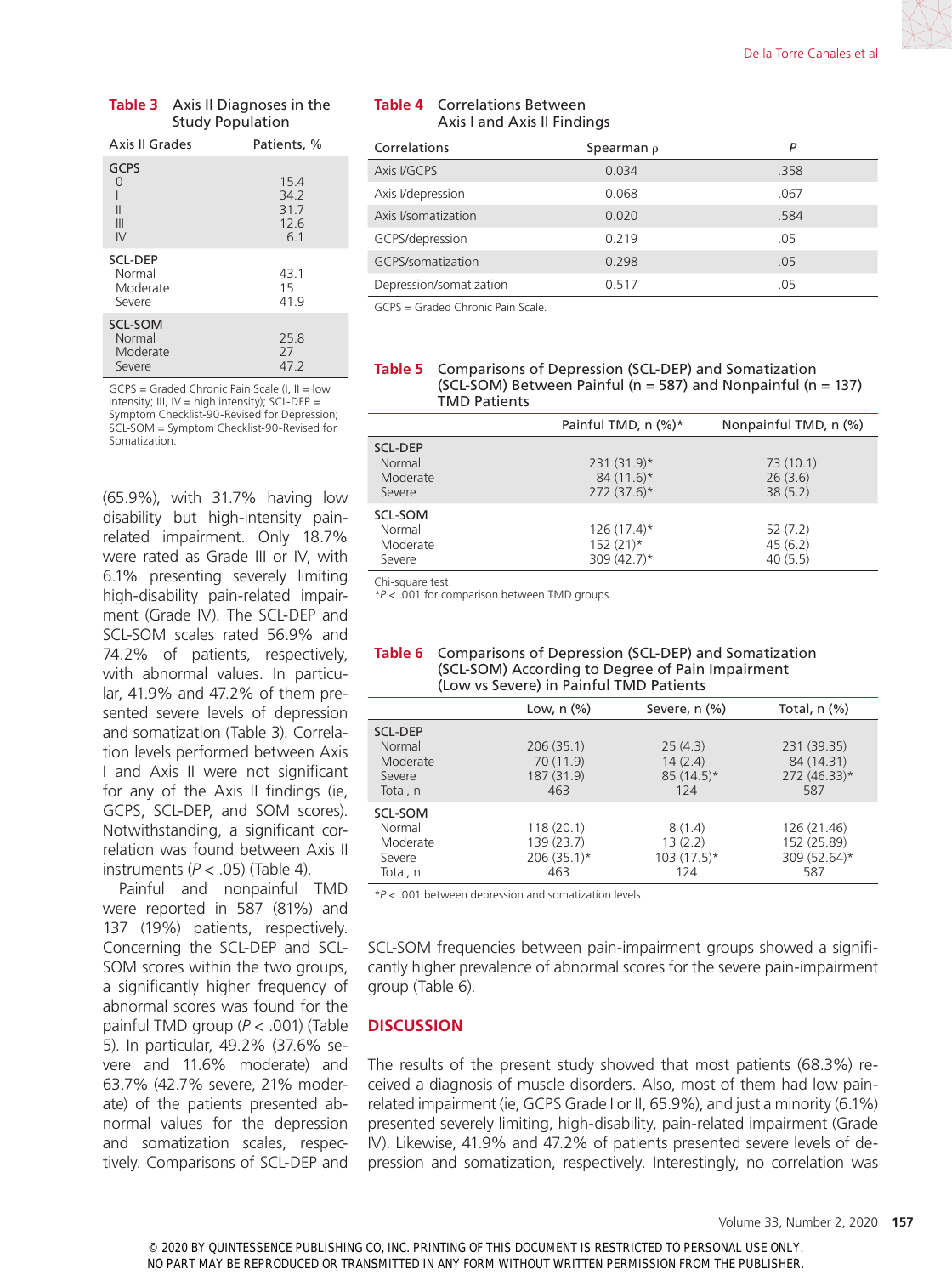**Table 3** Axis II Diagnoses in the Study Population

| Axis II Grades | Patients, % |
|---|---|
| GCPS | |
| 0 | 15.4 |
| I | 34.2 |
| II | 31.7 |
| III | 12.6 |
| IV | 6.1 |
| SCL-DEP | |
| Normal | 43.1 |
| Moderate | 15 |
| Severe | 41.9 |
| SCL-SOM | |
| Normal | 25.8 |
| Moderate | 27 |
| Severe | 47.2 |

GCPS = Graded Chronic Pain Scale (I, II = low intensity; III, IV = high intensity); SCL-DEP = Symptom Checklist-90-Revised for Depression; SCL-SOM = Symptom Checklist-90-Revised for Somatization.

(65.9%), with 31.7% having low disability but high-intensity pain-related impairment. Only 18.7% were rated as Grade III or IV, with 6.1% presenting severely limiting high-disability pain-related impairment (Grade IV). The SCL-DEP and SCL-SOM scales rated 56.9% and 74.2% of patients, respectively, with abnormal values. In particular, 41.9% and 47.2% of them presented severe levels of depression and somatization (Table 3). Correlation levels performed between Axis I and Axis II were not significant for any of the Axis II findings (ie, GCPS, SCL-DEP, and SOM scores). Notwithstanding, a significant correlation was found between Axis II instruments ($P < .05$) (Table 4).

Painful and nonpainful TMD were reported in 587 (81%) and 137 (19%) patients, respectively. Concerning the SCL-DEP and SCL-SOM scores within the two groups, a significantly higher frequency of abnormal scores was found for the painful TMD group ($P < .001$) (Table 5). In particular, 49.2% (37.6% severe and 11.6% moderate) and 63.7% (42.7% severe, 21% moderate) of the patients presented abnormal values for the depression and somatization scales, respectively. Comparisons of SCL-DEP and SCL-SOM frequencies between pain-impairment groups showed a significantly higher prevalence of abnormal scores for the severe pain-impairment group (Table 6).

**Table 4** Correlations Between Axis I and Axis II Findings

| Correlations | Spearman ρ | P |
|---|---|---|
| Axis I/GCPS | 0.034 | .358 |
| Axis I/depression | 0.068 | .067 |
| Axis I/somatization | 0.020 | .584 |
| GCPS/depression | 0.219 | .05 |
| GCPS/somatization | 0.298 | .05 |
| Depression/somatization | 0.517 | .05 |

GCPS = Graded Chronic Pain Scale.

**Table 5** Comparisons of Depression (SCL-DEP) and Somatization (SCL-SOM) Between Painful (n = 587) and Nonpainful (n = 137) TMD Patients

| | Painful TMD, n (%)* | Nonpainful TMD, n (%) |
|---|---|---|
| SCL-DEP | | |
| Normal | 231 (31.9)* | 73 (10.1) |
| Moderate | 84 (11.6)* | 26 (3.6) |
| Severe | 272 (37.6)* | 38 (5.2) |
| SCL-SOM | | |
| Normal | 126 (17.4)* | 52 (7.2) |
| Moderate | 152 (21)* | 45 (6.2) |
| Severe | 309 (42.7)* | 40 (5.5) |

Chi-square test.
*$P < .001$ for comparison between TMD groups.

**Table 6** Comparisons of Depression (SCL-DEP) and Somatization (SCL-SOM) According to Degree of Pain Impairment (Low vs Severe) in Painful TMD Patients

| | Low, n (%) | Severe, n (%) | Total, n (%) |
|---|---|---|---|
| SCL-DEP | | | |
| Normal | 206 (35.1) | 25 (4.3) | 231 (39.35) |
| Moderate | 70 (11.9) | 14 (2.4) | 84 (14.31) |
| Severe | 187 (31.9) | 85 (14.5)* | 272 (46.33)* |
| Total, n | 463 | 124 | 587 |
| SCL-SOM | | | |
| Normal | 118 (20.1) | 8 (1.4) | 126 (21.46) |
| Moderate | 139 (23.7) | 13 (2.2) | 152 (25.89) |
| Severe | 206 (35.1)* | 103 (17.5)* | 309 (52.64)* |
| Total, n | 463 | 124 | 587 |

*$P < .001$ between depression and somatization levels.

## DISCUSSION

The results of the present study showed that most patients (68.3%) received a diagnosis of muscle disorders. Also, most of them had low pain-related impairment (ie, GCPS Grade I or II, 65.9%), and just a minority (6.1%) presented severely limiting, high-disability, pain-related impairment (Grade IV). Likewise, 41.9% and 47.2% of patients presented severe levels of depression and somatization, respectively. Interestingly, no correlation was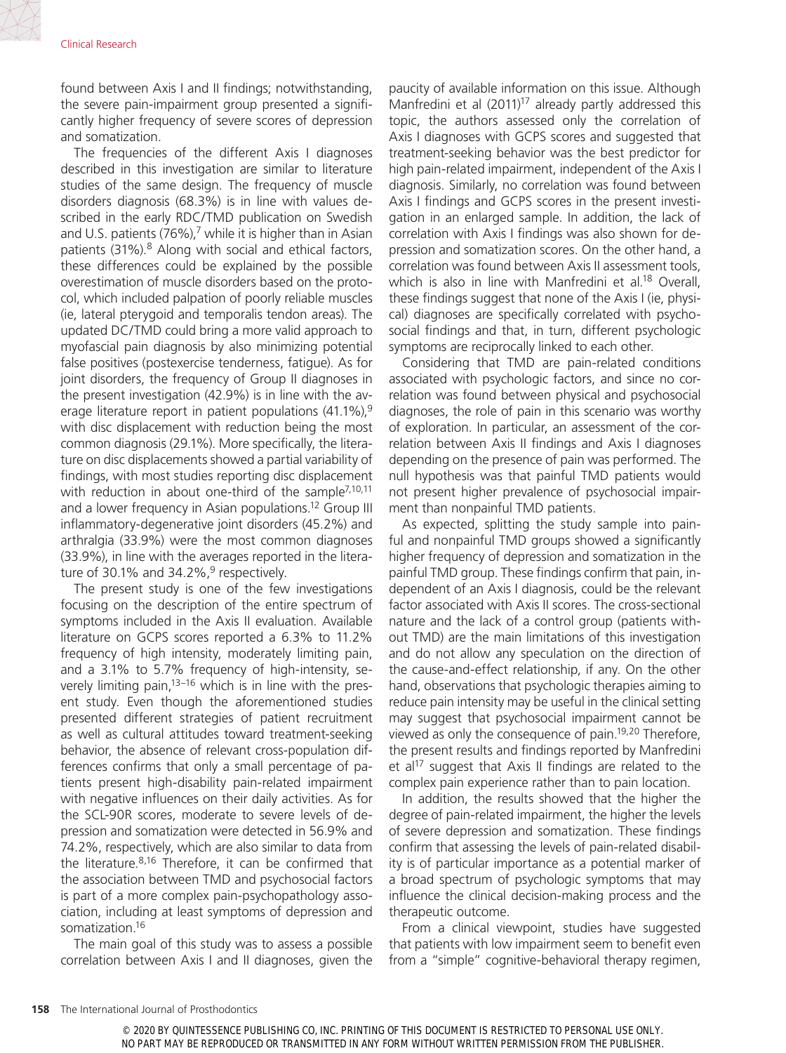found between Axis I and II findings; notwithstanding, the severe pain-impairment group presented a significantly higher frequency of severe scores of depression and somatization.

The frequencies of the different Axis I diagnoses described in this investigation are similar to literature studies of the same design. The frequency of muscle disorders diagnosis (68.3%) is in line with values described in the early RDC/TMD publication on Swedish and U.S. patients (76%),[7] while it is higher than in Asian patients (31%).[8] Along with social and ethical factors, these differences could be explained by the possible overestimation of muscle disorders based on the protocol, which included palpation of poorly reliable muscles (ie, lateral pterygoid and temporalis tendon areas). The updated DC/TMD could bring a more valid approach to myofascial pain diagnosis by also minimizing potential false positives (postexercise tenderness, fatigue). As for joint disorders, the frequency of Group II diagnoses in the present investigation (42.9%) is in line with the average literature report in patient populations (41.1%),[9] with disc displacement with reduction being the most common diagnosis (29.1%). More specifically, the literature on disc displacements showed a partial variability of findings, with most studies reporting disc displacement with reduction in about one-third of the sample[7,10,11] and a lower frequency in Asian populations.[12] Group III inflammatory-degenerative joint disorders (45.2%) and arthralgia (33.9%) were the most common diagnoses (33.9%), in line with the averages reported in the literature of 30.1% and 34.2%,[9] respectively.

The present study is one of the few investigations focusing on the description of the entire spectrum of symptoms included in the Axis II evaluation. Available literature on GCPS scores reported a 6.3% to 11.2% frequency of high intensity, moderately limiting pain, and a 3.1% to 5.7% frequency of high-intensity, severely limiting pain,[13–16] which is in line with the present study. Even though the aforementioned studies presented different strategies of patient recruitment as well as cultural attitudes toward treatment-seeking behavior, the absence of relevant cross-population differences confirms that only a small percentage of patients present high-disability pain-related impairment with negative influences on their daily activities. As for the SCL-90R scores, moderate to severe levels of depression and somatization were detected in 56.9% and 74.2%, respectively, which are also similar to data from the literature.[8,16] Therefore, it can be confirmed that the association between TMD and psychosocial factors is part of a more complex pain-psychopathology association, including at least symptoms of depression and somatization.[16]

The main goal of this study was to assess a possible correlation between Axis I and II diagnoses, given the paucity of available information on this issue. Although Manfredini et al (2011)[17] already partly addressed this topic, the authors assessed only the correlation of Axis I diagnoses with GCPS scores and suggested that treatment-seeking behavior was the best predictor for high pain-related impairment, independent of the Axis I diagnosis. Similarly, no correlation was found between Axis I findings and GCPS scores in the present investigation in an enlarged sample. In addition, the lack of correlation with Axis I findings was also shown for depression and somatization scores. On the other hand, a correlation was found between Axis II assessment tools, which is also in line with Manfredini et al.[18] Overall, these findings suggest that none of the Axis I (ie, physical) diagnoses are specifically correlated with psychosocial findings and that, in turn, different psychologic symptoms are reciprocally linked to each other.

Considering that TMD are pain-related conditions associated with psychologic factors, and since no correlation was found between physical and psychosocial diagnoses, the role of pain in this scenario was worthy of exploration. In particular, an assessment of the correlation between Axis II findings and Axis I diagnoses depending on the presence of pain was performed. The null hypothesis was that painful TMD patients would not present higher prevalence of psychosocial impairment than nonpainful TMD patients.

As expected, splitting the study sample into painful and nonpainful TMD groups showed a significantly higher frequency of depression and somatization in the painful TMD group. These findings confirm that pain, independent of an Axis I diagnosis, could be the relevant factor associated with Axis II scores. The cross-sectional nature and the lack of a control group (patients without TMD) are the main limitations of this investigation and do not allow any speculation on the direction of the cause-and-effect relationship, if any. On the other hand, observations that psychologic therapies aiming to reduce pain intensity may be useful in the clinical setting may suggest that psychosocial impairment cannot be viewed as only the consequence of pain.[19,20] Therefore, the present results and findings reported by Manfredini et al[17] suggest that Axis II findings are related to the complex pain experience rather than to pain location.

In addition, the results showed that the higher the degree of pain-related impairment, the higher the levels of severe depression and somatization. These findings confirm that assessing the levels of pain-related disability is of particular importance as a potential marker of a broad spectrum of psychologic symptoms that may influence the clinical decision-making process and the therapeutic outcome.

From a clinical viewpoint, studies have suggested that patients with low impairment seem to benefit even from a "simple" cognitive-behavioral therapy regimen,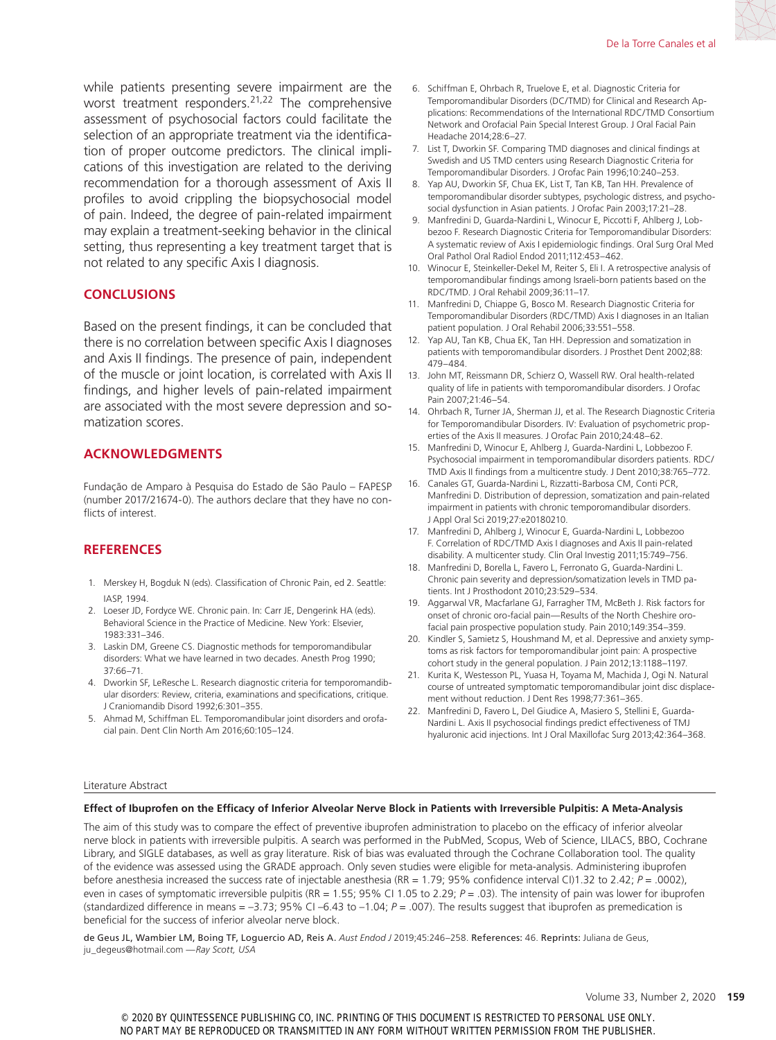while patients presenting severe impairment are the worst treatment responders.[21,22] The comprehensive assessment of psychosocial factors could facilitate the selection of an appropriate treatment via the identification of proper outcome predictors. The clinical implications of this investigation are related to the deriving recommendation for a thorough assessment of Axis II profiles to avoid crippling the biopsychosocial model of pain. Indeed, the degree of pain-related impairment may explain a treatment-seeking behavior in the clinical setting, thus representing a key treatment target that is not related to any specific Axis I diagnosis.

## CONCLUSIONS

Based on the present findings, it can be concluded that there is no correlation between specific Axis I diagnoses and Axis II findings. The presence of pain, independent of the muscle or joint location, is correlated with Axis II findings, and higher levels of pain-related impairment are associated with the most severe depression and somatization scores.

## ACKNOWLEDGMENTS

Fundação de Amparo à Pesquisa do Estado de São Paulo – FAPESP (number 2017/21674-0). The authors declare that they have no conflicts of interest.

## REFERENCES

1. Merskey H, Bogduk N (eds). Classification of Chronic Pain, ed 2. Seattle: IASP, 1994.
2. Loeser JD, Fordyce WE. Chronic pain. In: Carr JE, Dengerink HA (eds). Behavioral Science in the Practice of Medicine. New York: Elsevier, 1983:331–346.
3. Laskin DM, Greene CS. Diagnostic methods for temporomandibular disorders: What we have learned in two decades. Anesth Prog 1990; 37:66–71.
4. Dworkin SF, LeResche L. Research diagnostic criteria for temporomandibular disorders: Review, criteria, examinations and specifications, critique. J Craniomandib Disord 1992;6:301–355.
5. Ahmad M, Schiffman EL. Temporomandibular joint disorders and orofacial pain. Dent Clin North Am 2016;60:105–124.
6. Schiffman E, Ohrbach R, Truelove E, et al. Diagnostic Criteria for Temporomandibular Disorders (DC/TMD) for Clinical and Research Applications: Recommendations of the International RDC/TMD Consortium Network and Orofacial Pain Special Interest Group. J Oral Facial Pain Headache 2014;28:6–27.
7. List T, Dworkin SF. Comparing TMD diagnoses and clinical findings at Swedish and US TMD centers using Research Diagnostic Criteria for Temporomandibular Disorders. J Orofac Pain 1996;10:240–253.
8. Yap AU, Dworkin SF, Chua EK, List T, Tan KB, Tan HH. Prevalence of temporomandibular disorder subtypes, psychologic distress, and psychosocial dysfunction in Asian patients. J Orofac Pain 2003;17:21–28.
9. Manfredini D, Guarda-Nardini L, Winocur E, Piccotti F, Ahlberg J, Lobbezoo F. Research Diagnostic Criteria for Temporomandibular Disorders: A systematic review of Axis I epidemiologic findings. Oral Surg Oral Med Oral Pathol Oral Radiol Endod 2011;112:453–462.
10. Winocur E, Steinkeller-Dekel M, Reiter S, Eli I. A retrospective analysis of temporomandibular findings among Israeli-born patients based on the RDC/TMD. J Oral Rehabil 2009;36:11–17.
11. Manfredini D, Chiappe G, Bosco M. Research Diagnostic Criteria for Temporomandibular Disorders (RDC/TMD) Axis I diagnoses in an Italian patient population. J Oral Rehabil 2006;33:551–558.
12. Yap AU, Tan KB, Chua EK, Tan HH. Depression and somatization in patients with temporomandibular disorders. J Prosthet Dent 2002;88: 479–484.
13. John MT, Reissmann DR, Schierz O, Wassell RW. Oral health-related quality of life in patients with temporomandibular disorders. J Orofac Pain 2007;21:46–54.
14. Ohrbach R, Turner JA, Sherman JJ, et al. The Research Diagnostic Criteria for Temporomandibular Disorders. IV: Evaluation of psychometric properties of the Axis II measures. J Orofac Pain 2010;24:48–62.
15. Manfredini D, Winocur E, Ahlberg J, Guarda-Nardini L, Lobbezoo F. Psychosocial impairment in temporomandibular disorders patients. RDC/TMD Axis II findings from a multicentre study. J Dent 2010;38:765–772.
16. Canales GT, Guarda-Nardini L, Rizzatti-Barbosa CM, Conti PCR, Manfredini D. Distribution of depression, somatization and pain-related impairment in patients with chronic temporomandibular disorders. J Appl Oral Sci 2019;27:e20180210.
17. Manfredini D, Ahlberg J, Winocur E, Guarda-Nardini L, Lobbezoo F. Correlation of RDC/TMD Axis I diagnoses and Axis II pain-related disability. A multicenter study. Clin Oral Investig 2011;15:749–756.
18. Manfredini D, Borella L, Favero L, Ferronato G, Guarda-Nardini L. Chronic pain severity and depression/somatization levels in TMD patients. Int J Prosthodont 2010;23:529–534.
19. Aggarwal VR, Macfarlane GJ, Farragher TM, McBeth J. Risk factors for onset of chronic oro-facial pain—Results of the North Cheshire orofacial pain prospective population study. Pain 2010;149:354–359.
20. Kindler S, Samietz S, Houshmand M, et al. Depressive and anxiety symptoms as risk factors for temporomandibular joint pain: A prospective cohort study in the general population. J Pain 2012;13:1188–1197.
21. Kurita K, Westesson PL, Yuasa H, Toyama M, Machida J, Ogi N. Natural course of untreated symptomatic temporomandibular joint disc displacement without reduction. J Dent Res 1998;77:361–365.
22. Manfredini D, Favero L, Del Giudice A, Masiero S, Stellini E, Guarda-Nardini L. Axis II psychosocial findings predict effectiveness of TMJ hyaluronic acid injections. Int J Oral Maxillofac Surg 2013;42:364–368.

---

Literature Abstract

**Effect of Ibuprofen on the Efficacy of Inferior Alveolar Nerve Block in Patients with Irreversible Pulpitis: A Meta-Analysis**

The aim of this study was to compare the effect of preventive ibuprofen administration to placebo on the efficacy of inferior alveolar nerve block in patients with irreversible pulpitis. A search was performed in the PubMed, Scopus, Web of Science, LILACS, BBO, Cochrane Library, and SIGLE databases, as well as gray literature. Risk of bias was evaluated through the Cochrane Collaboration tool. The quality of the evidence was assessed using the GRADE approach. Only seven studies were eligible for meta-analysis. Administering ibuprofen before anesthesia increased the success rate of injectable anesthesia (RR = 1.79; 95% confidence interval CI)1.32 to 2.42; *P* = .0002), even in cases of symptomatic irreversible pulpitis (RR = 1.55; 95% CI 1.05 to 2.29; *P* = .03). The intensity of pain was lower for ibuprofen (standardized difference in means = –3.73; 95% CI –6.43 to –1.04; *P* = .007). The results suggest that ibuprofen as premedication is beneficial for the success of inferior alveolar nerve block.

de Geus JL, Wambier LM, Boing TF, Loguercio AD, Reis A. *Aust Endod J* 2019;45:246–258. **References:** 46. **Reprints:** Juliana de Geus, ju_degeus@hotmail.com —*Ray Scott, USA*